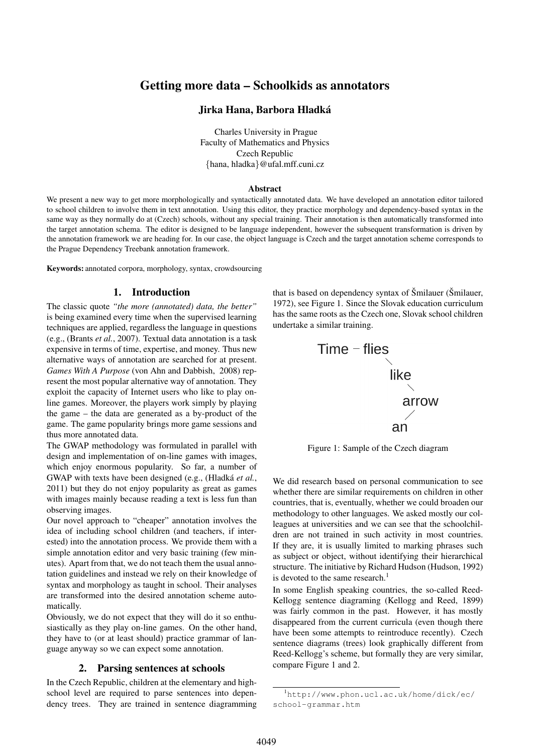# Getting more data – Schoolkids as annotators

### Jirka Hana, Barbora Hladká

Charles University in Prague
Faculty of Mathematics and Physics
Czech Republic
{hana, hladka}@ufal.mff.cuni.cz

### Abstract

We present a new way to get more morphologically and syntactically annotated data. We have developed an annotation editor tailored to school children to involve them in text annotation. Using this editor, they practice morphology and dependency-based syntax in the same way as they normally do at (Czech) schools, without any special training. Their annotation is then automatically transformed into the target annotation schema. The editor is designed to be language independent, however the subsequent transformation is driven by the annotation framework we are heading for. In our case, the object language is Czech and the target annotation scheme corresponds to the Prague Dependency Treebank annotation framework.

**Keywords:** annotated corpora, morphology, syntax, crowdsourcing

## 1. Introduction

The classic quote *"the more (annotated) data, the better"* is being examined every time when the supervised learning techniques are applied, regardless the language in questions (e.g., (Brants *et al.*, 2007). Textual data annotation is a task expensive in terms of time, expertise, and money. Thus new alternative ways of annotation are searched for at present. *Games With A Purpose* (von Ahn and Dabbish, 2008) represent the most popular alternative way of annotation. They exploit the capacity of Internet users who like to play online games. Moreover, the players work simply by playing the game – the data are generated as a by-product of the game. The game popularity brings more game sessions and thus more annotated data.

The GWAP methodology was formulated in parallel with design and implementation of on-line games with images, which enjoy enormous popularity. So far, a number of GWAP with texts have been designed (e.g., (Hladká *et al.*, 2011) but they do not enjoy popularity as great as games with images mainly because reading a text is less fun than observing images.

Our novel approach to "cheaper" annotation involves the idea of including school children (and teachers, if interested) into the annotation process. We provide them with a simple annotation editor and very basic training (few minutes). Apart from that, we do not teach them the usual annotation guidelines and instead we rely on their knowledge of syntax and morphology as taught in school. Their analyses are transformed into the desired annotation scheme automatically.

Obviously, we do not expect that they will do it so enthusiastically as they play on-line games. On the other hand, they have to (or at least should) practice grammar of language anyway so we can expect some annotation.

## 2. Parsing sentences at schools

In the Czech Republic, children at the elementary and high-school level are required to parse sentences into dependency trees. They are trained in sentence diagramming that is based on dependency syntax of Šmilauer (Šmilauer, 1972), see Figure 1. Since the Slovak education curriculum has the same roots as the Czech one, Slovak school children undertake a similar training.

```
Time – flies
          \
          like
             \
             arrow
             /
           an
```

Figure 1: Sample of the Czech diagram

We did research based on personal communication to see whether there are similar requirements on children in other countries, that is, eventually, whether we could broaden our methodology to other languages. We asked mostly our colleagues at universities and we can see that the schoolchildren are not trained in such activity in most countries. If they are, it is usually limited to marking phrases such as subject or object, without identifying their hierarchical structure. The initiative by Richard Hudson (Hudson, 1992) is devoted to the same research.[1]

In some English speaking countries, the so-called Reed-Kellogg sentence diagraming (Kellogg and Reed, 1899) was fairly common in the past. However, it has mostly disappeared from the current curricula (even though there have been some attempts to reintroduce recently). Czech sentence diagrams (trees) look graphically different from Reed-Kellogg's scheme, but formally they are very similar, compare Figure 1 and 2.

[1] http://www.phon.ucl.ac.uk/home/dick/ec/school-grammar.htm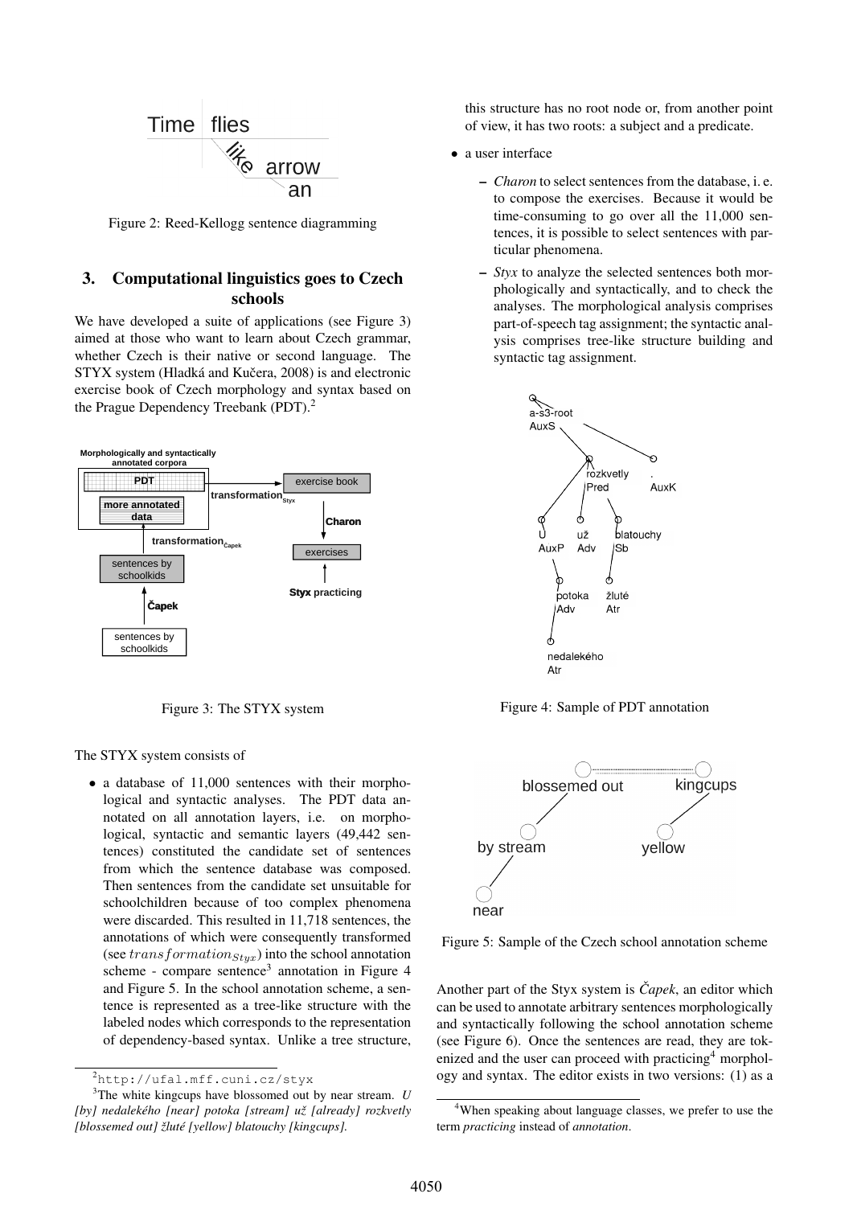Figure 2: Reed-Kellogg sentence diagramming

## 3. Computational linguistics goes to Czech schools

We have developed a suite of applications (see Figure 3) aimed at those who want to learn about Czech grammar, whether Czech is their native or second language. The STYX system (Hladká and Kučera, 2008) is and electronic exercise book of Czech morphology and syntax based on the Prague Dependency Treebank (PDT).[2]

Figure 3: The STYX system

The STYX system consists of

- a database of 11,000 sentences with their morphological and syntactic analyses. The PDT data annotated on all annotation layers, i.e. on morphological, syntactic and semantic layers (49,442 sentences) constituted the candidate set of sentences from which the sentence database was composed. Then sentences from the candidate set unsuitable for schoolchildren because of too complex phenomena were discarded. This resulted in 11,718 sentences, the annotations of which were consequently transformed (see $transformation_{Styx}$) into the school annotation scheme - compare sentence[3] annotation in Figure 4 and Figure 5. In the school annotation scheme, a sentence is represented as a tree-like structure with the labeled nodes which corresponds to the representation of dependency-based syntax. Unlike a tree structure, this structure has no root node or, from another point of view, it has two roots: a subject and a predicate.
- a user interface
  - *Charon* to select sentences from the database, i. e. to compose the exercises. Because it would be time-consuming to go over all the 11,000 sentences, it is possible to select sentences with particular phenomena.
  - *Styx* to analyze the selected sentences both morphologically and syntactically, and to check the analyses. The morphological analysis comprises part-of-speech tag assignment; the syntactic analysis comprises tree-like structure building and syntactic tag assignment.

Figure 4: Sample of PDT annotation

Figure 5: Sample of the Czech school annotation scheme

Another part of the Styx system is *Čapek*, an editor which can be used to annotate arbitrary sentences morphologically and syntactically following the school annotation scheme (see Figure 6). Once the sentences are read, they are tokenized and the user can proceed with practicing[4] morphology and syntax. The editor exists in two versions: (1) as a

[2] http://ufal.mff.cuni.cz/styx

[3] The white kingcups have blossomed out by near stream. *U [by] nedalekého [near] potoka [stream] už [already] rozkvetly [blossomed out] žluté [yellow] blatouchy [kingcups].*

[4] When speaking about language classes, we prefer to use the term *practicing* instead of *annotation*.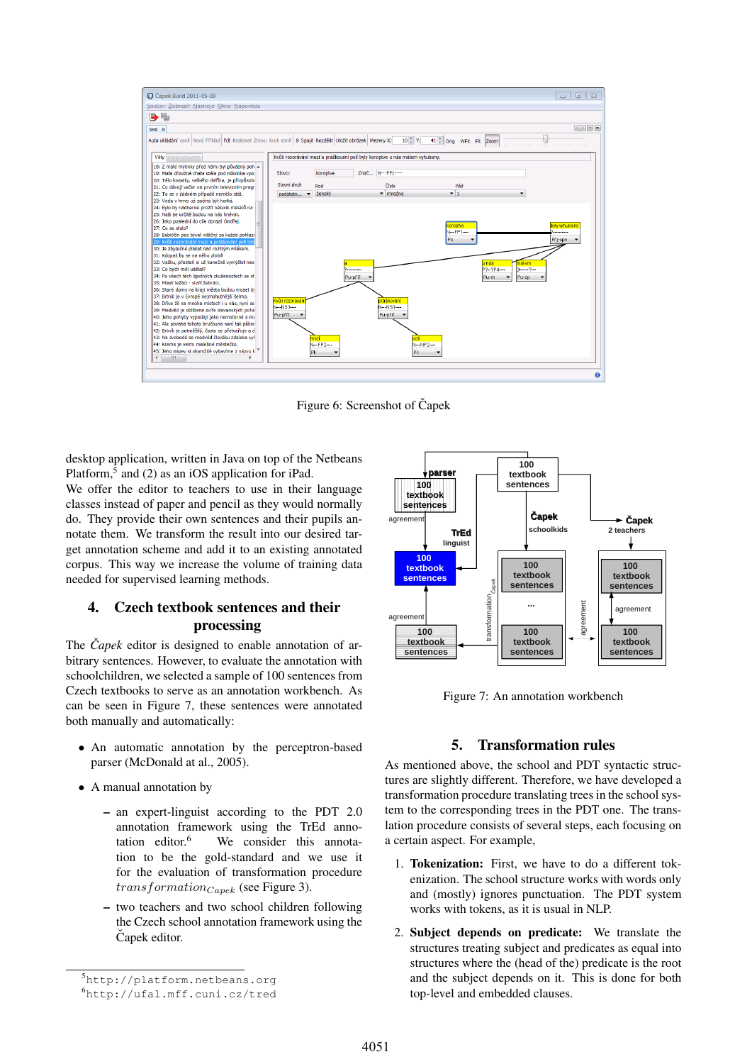Figure 6: Screenshot of Čapek

desktop application, written in Java on top of the Netbeans Platform,[5] and (2) as an iOS application for iPad.
We offer the editor to teachers to use in their language classes instead of paper and pencil as they would normally do. They provide their own sentences and their pupils annotate them. We transform the result into our desired target annotation scheme and add it to an existing annotated corpus. This way we increase the volume of training data needed for supervised learning methods.

## 4. Czech textbook sentences and their processing

The *Čapek* editor is designed to enable annotation of arbitrary sentences. However, to evaluate the annotation with schoolchildren, we selected a sample of 100 sentences from Czech textbooks to serve as an annotation workbench. As can be seen in Figure 7, these sentences were annotated both manually and automatically:

- An automatic annotation by the perceptron-based parser (McDonald at al., 2005).
- A manual annotation by
  - an expert-linguist according to the PDT 2.0 annotation framework using the TrEd annotation editor.[6] We consider this annotation to be the gold-standard and we use it for the evaluation of transformation procedure $transformation_{Capek}$ (see Figure 3).
  - two teachers and two school children following the Czech school annotation framework using the Čapek editor.

[5] http://platform.netbeans.org
[6] http://ufal.mff.cuni.cz/tred

Figure 7: An annotation workbench

## 5. Transformation rules

As mentioned above, the school and PDT syntactic structures are slightly different. Therefore, we have developed a transformation procedure translating trees in the school system to the corresponding trees in the PDT one. The translation procedure consists of several steps, each focusing on a certain aspect. For example,

1. **Tokenization:** First, we have to do a different tokenization. The school structure works with words only and (mostly) ignores punctuation. The PDT system works with tokens, as it is usual in NLP.

2. **Subject depends on predicate:** We translate the structures treating subject and predicates as equal into structures where the (head of the) predicate is the root and the subject depends on it. This is done for both top-level and embedded clauses.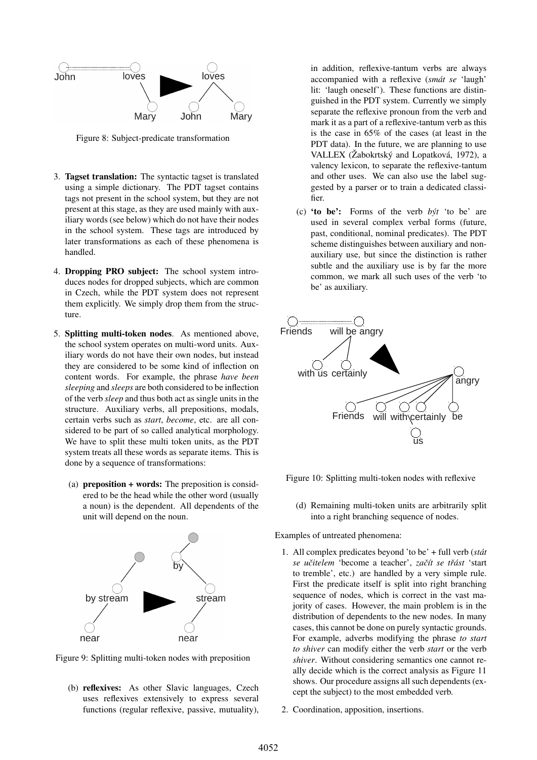Figure 8: Subject-predicate transformation

3. **Tagset translation:** The syntactic tagset is translated using a simple dictionary. The PDT tagset contains tags not present in the school system, but they are not present at this stage, as they are used mainly with auxiliary words (see below) which do not have their nodes in the school system. These tags are introduced by later transformations as each of these phenomena is handled.

4. **Dropping PRO subject:** The school system introduces nodes for dropped subjects, which are common in Czech, while the PDT system does not represent them explicitly. We simply drop them from the structure.

5. **Splitting multi-token nodes**. As mentioned above, the school system operates on multi-word units. Auxiliary words do not have their own nodes, but instead they are considered to be some kind of inflection on content words. For example, the phrase *have been sleeping* and *sleeps* are both considered to be inflection of the verb *sleep* and thus both act as single units in the structure. Auxiliary verbs, all prepositions, modals, certain verbs such as *start*, *become*, etc. are all considered to be part of so called analytical morphology. We have to split these multi token units, as the PDT system treats all these words as separate items. This is done by a sequence of transformations:

   (a) **preposition + words:** The preposition is considered to be the head while the other word (usually a noun) is the dependent. All dependents of the unit will depend on the noun.

Figure 9: Splitting multi-token nodes with preposition

   (b) **reflexives:** As other Slavic languages, Czech uses reflexives extensively to express several functions (regular reflexive, passive, mutuality), in addition, reflexive-tantum verbs are always accompanied with a reflexive (*smát se* 'laugh' lit: 'laugh oneself'). These functions are distinguished in the PDT system. Currently we simply separate the reflexive pronoun from the verb and mark it as a part of a reflexive-tantum verb as this is the case in 65% of the cases (at least in the PDT data). In the future, we are planning to use VALLEX (Žabokrtský and Lopatková, 1972), a valency lexicon, to separate the reflexive-tantum and other uses. We can also use the label suggested by a parser or to train a dedicated classifier.

   (c) **'to be':** Forms of the verb *být* 'to be' are used in several complex verbal forms (future, past, conditional, nominal predicates). The PDT scheme distinguishes between auxiliary and non-auxiliary use, but since the distinction is rather subtle and the auxiliary use is by far the more common, we mark all such uses of the verb 'to be' as auxiliary.

Figure 10: Splitting multi-token nodes with reflexive

   (d) Remaining multi-token units are arbitrarily split into a right branching sequence of nodes.

Examples of untreated phenomena:

1. All complex predicates beyond 'to be' + full verb (*stát se učitelem* 'become a teacher', *začít se třást* 'start to tremble', etc.) are handled by a very simple rule. First the predicate itself is split into right branching sequence of nodes, which is correct in the vast majority of cases. However, the main problem is in the distribution of dependents to the new nodes. In many cases, this cannot be done on purely syntactic grounds. For example, adverbs modifying the phrase *to start to shiver* can modify either the verb *start* or the verb *shiver*. Without considering semantics one cannot really decide which is the correct analysis as Figure 11 shows. Our procedure assigns all such dependents (except the subject) to the most embedded verb.

2. Coordination, apposition, insertions.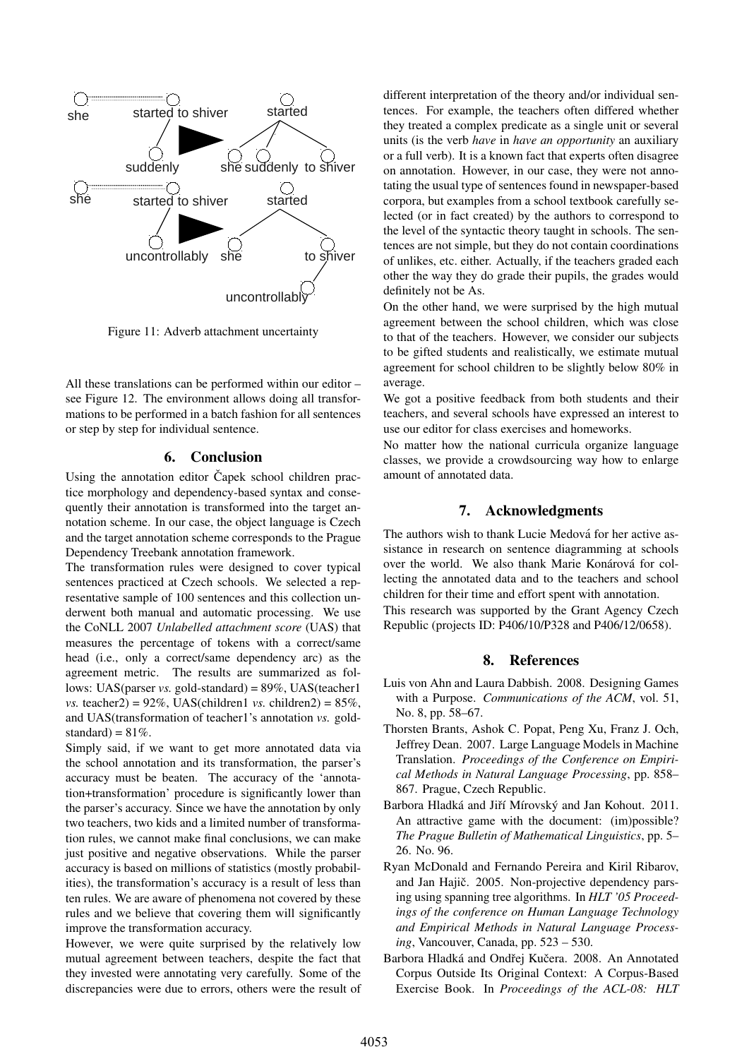Figure 11: Adverb attachment uncertainty

All these translations can be performed within our editor – see Figure 12. The environment allows doing all transformations to be performed in a batch fashion for all sentences or step by step for individual sentence.

## 6. Conclusion

Using the annotation editor Čapek school children practice morphology and dependency-based syntax and consequently their annotation is transformed into the target annotation scheme. In our case, the object language is Czech and the target annotation scheme corresponds to the Prague Dependency Treebank annotation framework.

The transformation rules were designed to cover typical sentences practiced at Czech schools. We selected a representative sample of 100 sentences and this collection underwent both manual and automatic processing. We use the CoNLL 2007 *Unlabelled attachment score* (UAS) that measures the percentage of tokens with a correct/same head (i.e., only a correct/same dependency arc) as the agreement metric. The results are summarized as follows: UAS(parser *vs.* gold-standard) = 89%, UAS(teacher1 *vs.* teacher2) = 92%, UAS(children1 *vs.* children2) = 85%, and UAS(transformation of teacher1's annotation *vs.* gold-standard) = 81%.

Simply said, if we want to get more annotated data via the school annotation and its transformation, the parser's accuracy must be beaten. The accuracy of the 'annotation+transformation' procedure is significantly lower than the parser's accuracy. Since we have the annotation by only two teachers, two kids and a limited number of transformation rules, we cannot make final conclusions, we can make just positive and negative observations. While the parser accuracy is based on millions of statistics (mostly probabilities), the transformation's accuracy is a result of less than ten rules. We are aware of phenomena not covered by these rules and we believe that covering them will significantly improve the transformation accuracy.

However, we were quite surprised by the relatively low mutual agreement between teachers, despite the fact that they invested were annotating very carefully. Some of the discrepancies were due to errors, others were the result of different interpretation of the theory and/or individual sentences. For example, the teachers often differed whether they treated a complex predicate as a single unit or several units (is the verb *have* in *have an opportunity* an auxiliary or a full verb). It is a known fact that experts often disagree on annotation. However, in our case, they were not annotating the usual type of sentences found in newspaper-based corpora, but examples from a school textbook carefully selected (or in fact created) by the authors to correspond to the level of the syntactic theory taught in schools. The sentences are not simple, but they do not contain coordinations of unlikes, etc. either. Actually, if the teachers graded each other the way they do grade their pupils, the grades would definitely not be As.

On the other hand, we were surprised by the high mutual agreement between the school children, which was close to that of the teachers. However, we consider our subjects to be gifted students and realistically, we estimate mutual agreement for school children to be slightly below 80% in average.

We got a positive feedback from both students and their teachers, and several schools have expressed an interest to use our editor for class exercises and homeworks.

No matter how the national curricula organize language classes, we provide a crowdsourcing way how to enlarge amount of annotated data.

## 7. Acknowledgments

The authors wish to thank Lucie Medová for her active assistance in research on sentence diagramming at schools over the world. We also thank Marie Konárová for collecting the annotated data and to the teachers and school children for their time and effort spent with annotation.

This research was supported by the Grant Agency Czech Republic (projects ID: P406/10/P328 and P406/12/0658).

## 8. References

Luis von Ahn and Laura Dabbish. 2008. Designing Games with a Purpose. *Communications of the ACM*, vol. 51, No. 8, pp. 58–67.

Thorsten Brants, Ashok C. Popat, Peng Xu, Franz J. Och, Jeffrey Dean. 2007. Large Language Models in Machine Translation. *Proceedings of the Conference on Empirical Methods in Natural Language Processing*, pp. 858–867. Prague, Czech Republic.

Barbora Hladká and Jiří Mírovský and Jan Kohout. 2011. An attractive game with the document: (im)possible? *The Prague Bulletin of Mathematical Linguistics*, pp. 5–26. No. 96.

Ryan McDonald and Fernando Pereira and Kiril Ribarov, and Jan Hajič. 2005. Non-projective dependency parsing using spanning tree algorithms. In *HLT '05 Proceedings of the conference on Human Language Technology and Empirical Methods in Natural Language Processing*, Vancouver, Canada, pp. 523 – 530.

Barbora Hladká and Ondřej Kučera. 2008. An Annotated Corpus Outside Its Original Context: A Corpus-Based Exercise Book. In *Proceedings of the ACL-08: HLT*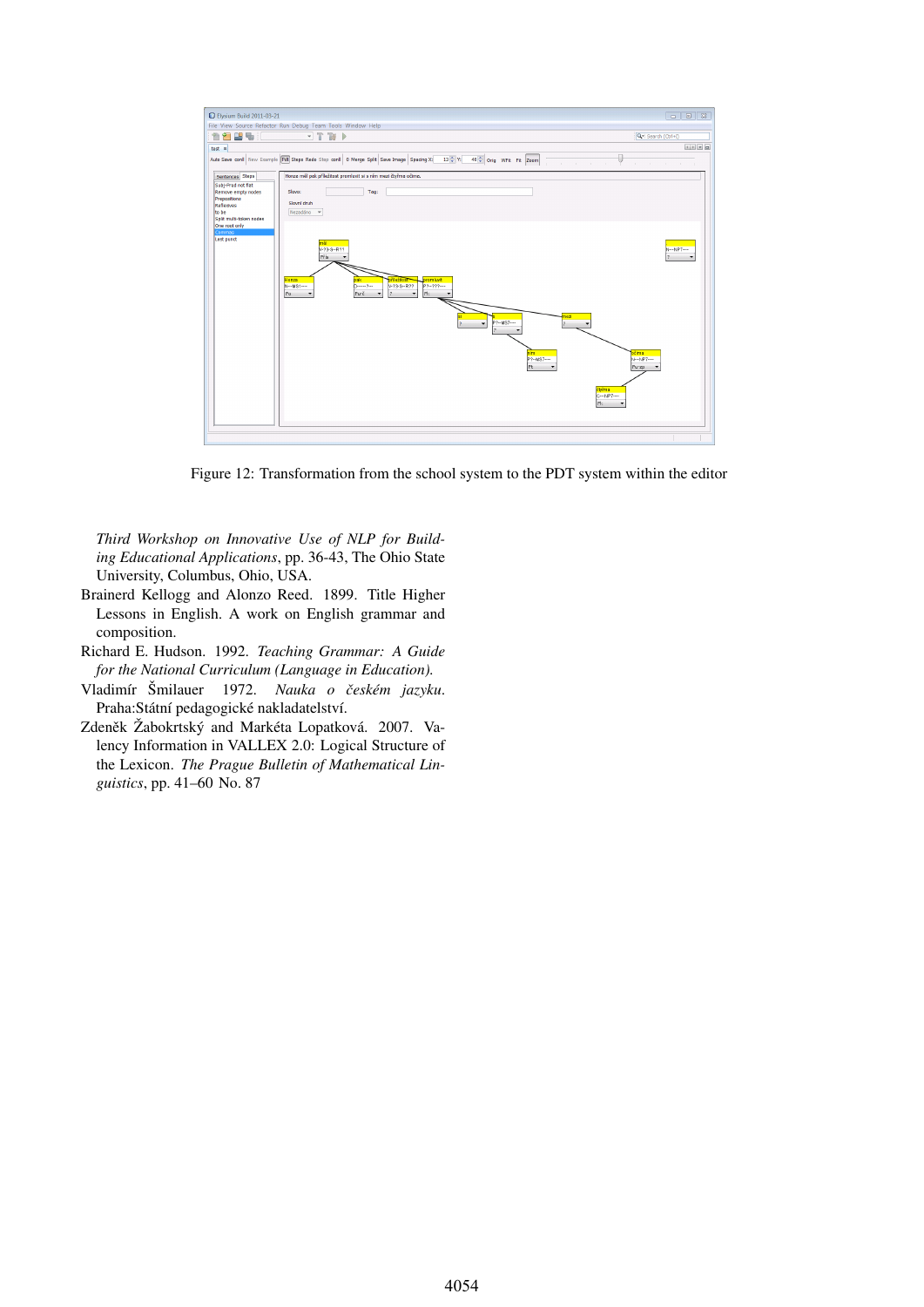Figure 12: Transformation from the school system to the PDT system within the editor

*Third Workshop on Innovative Use of NLP for Building Educational Applications*, pp. 36-43, The Ohio State University, Columbus, Ohio, USA.

Brainerd Kellogg and Alonzo Reed. 1899. Title Higher Lessons in English. A work on English grammar and composition.

Richard E. Hudson. 1992. *Teaching Grammar: A Guide for the National Curriculum (Language in Education).*

Vladimír Šmilauer 1972. *Nauka o českém jazyku*. Praha:Státní pedagogické nakladatelství.

Zdeněk Žabokrtský and Markéta Lopatková. 2007. Valency Information in VALLEX 2.0: Logical Structure of the Lexicon. *The Prague Bulletin of Mathematical Linguistics*, pp. 41–60 No. 87